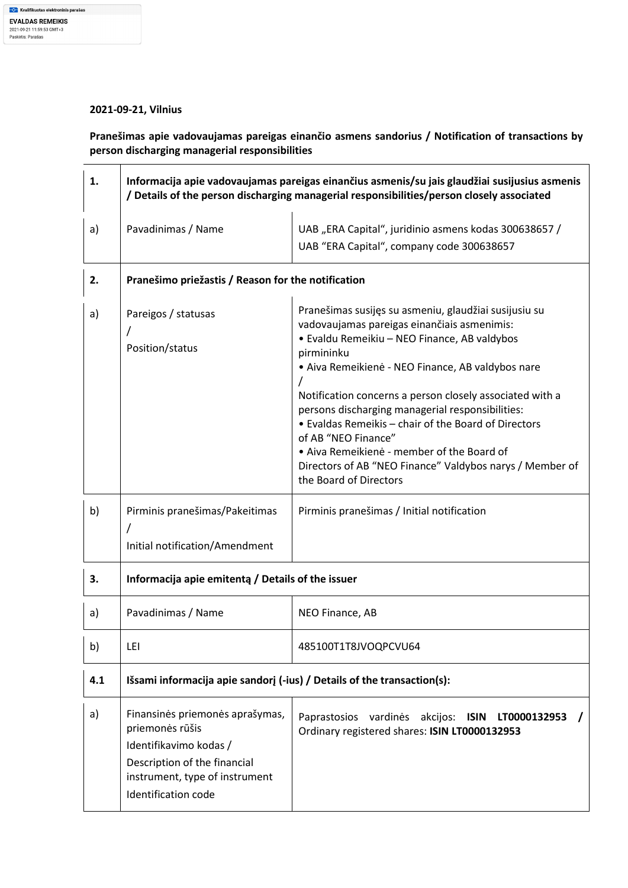Kvalifikuotas elektroninis parašas
EVALDAS REMEIKIS
2021-09-21 11:59:53 GMT+3
Paskirtis: Parašas

**2021-09-21, Vilnius**

**Pranešimas apie vadovaujamas pareigas einančio asmens sandorius / Notification of transactions by person discharging managerial responsibilities**

| | | |
|---|---|---|
| **1.** | **Informacija apie vadovaujamas pareigas einančius asmenis/su jais glaudžiai susijusius asmenis / Details of the person discharging managerial responsibilities/person closely associated** | |
| a) | Pavadinimas / Name | UAB „ERA Capital", juridinio asmens kodas 300638657 / UAB "ERA Capital", company code 300638657 |
| **2.** | **Pranešimo priežastis / Reason for the notification** | |
| a) | Pareigos / statusas / Position/status | Pranešimas susijęs su asmeniu, glaudžiai susijusiu su vadovaujamas pareigas einančiais asmenimis:<br>• Evaldu Remeikiu – NEO Finance, AB valdybos pirmininku<br>• Aiva Remeikienė - NEO Finance, AB valdybos nare<br>/<br>Notification concerns a person closely associated with a persons discharging managerial responsibilities:<br>• Evaldas Remeikis – chair of the Board of Directors of AB "NEO Finance"<br>• Aiva Remeikienė - member of the Board of Directors of AB "NEO Finance" Valdybos narys / Member of the Board of Directors |
| b) | Pirminis pranešimas/Pakeitimas / Initial notification/Amendment | Pirminis pranešimas / Initial notification |
| **3.** | **Informacija apie emitentą / Details of the issuer** | |
| a) | Pavadinimas / Name | NEO Finance, AB |
| b) | LEI | 485100T1T8JVOQPCVU64 |
| **4.1** | **Išsami informacija apie sandorį (-ius) / Details of the transaction(s):** | |
| a) | Finansinės priemonės aprašymas, priemonės rūšis<br>Identifikavimo kodas /<br>Description of the financial instrument, type of instrument<br>Identification code | Paprastosios vardinės akcijos: **ISIN LT0000132953 /** Ordinary registered shares: **ISIN LT0000132953** |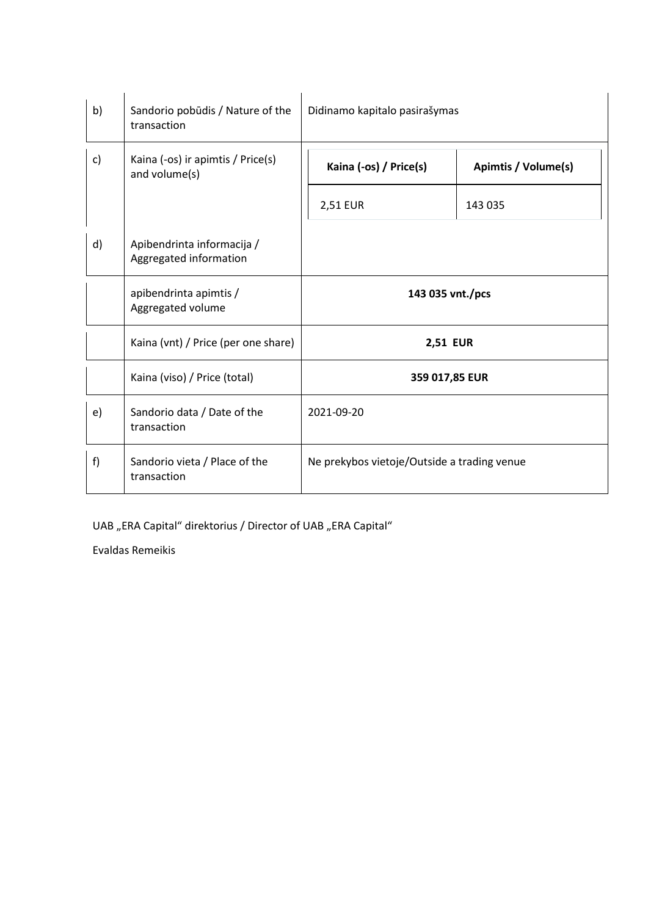| | | | |
|---|---|---|---|
| b) | Sandorio pobūdis / Nature of the transaction | Didinamo kapitalo pasirašymas | |
| c) | Kaina (-os) ir apimtis / Price(s) and volume(s) | **Kaina (-os) / Price(s)** | **Apimtis / Volume(s)** |
| | | 2,51 EUR | 143 035 |
| d) | Apibendrinta informacija / Aggregated information | | |
| | apibendrinta apimtis / Aggregated volume | **143 035 vnt./pcs** | |
| | Kaina (vnt) / Price (per one share) | **2,51 EUR** | |
| | Kaina (viso) / Price (total) | **359 017,85 EUR** | |
| e) | Sandorio data / Date of the transaction | 2021-09-20 | |
| f) | Sandorio vieta / Place of the transaction | Ne prekybos vietoje/Outside a trading venue | |

UAB „ERA Capital“ direktorius / Director of UAB „ERA Capital“

Evaldas Remeikis